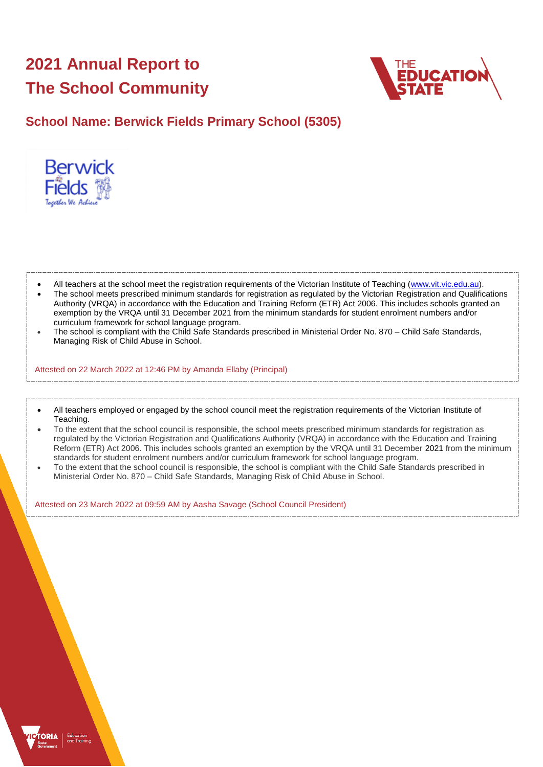# 2021 Annual Report to The School Community

## School Name: Berwick Fields Primary School (5305)

- All teachers at the school meet the registration requirements of the Victorian Institute of Teaching (www.vit.vic.edu.au).
- The school meets prescribed minimum standards for registration as regulated by the Victorian Registration and Qualifications Authority (VRQA) in accordance with the Education and Training Reform (ETR) Act 2006. This includes schools granted an exemption by the VRQA until 31 December 2021 from the minimum standards for student enrolment numbers and/or curriculum framework for school language program.
- The school is compliant with the Child Safe Standards prescribed in Ministerial Order No. 870 – Child Safe Standards, Managing Risk of Child Abuse in School.

Attested on 22 March 2022 at 12:46 PM by Amanda Ellaby (Principal)

- All teachers employed or engaged by the school council meet the registration requirements of the Victorian Institute of Teaching.
- To the extent that the school council is responsible, the school meets prescribed minimum standards for registration as regulated by the Victorian Registration and Qualifications Authority (VRQA) in accordance with the Education and Training Reform (ETR) Act 2006. This includes schools granted an exemption by the VRQA until 31 December 2021 from the minimum standards for student enrolment numbers and/or curriculum framework for school language program.
- To the extent that the school council is responsible, the school is compliant with the Child Safe Standards prescribed in Ministerial Order No. 870 – Child Safe Standards, Managing Risk of Child Abuse in School.

Attested on 23 March 2022 at 09:59 AM by Aasha Savage (School Council President)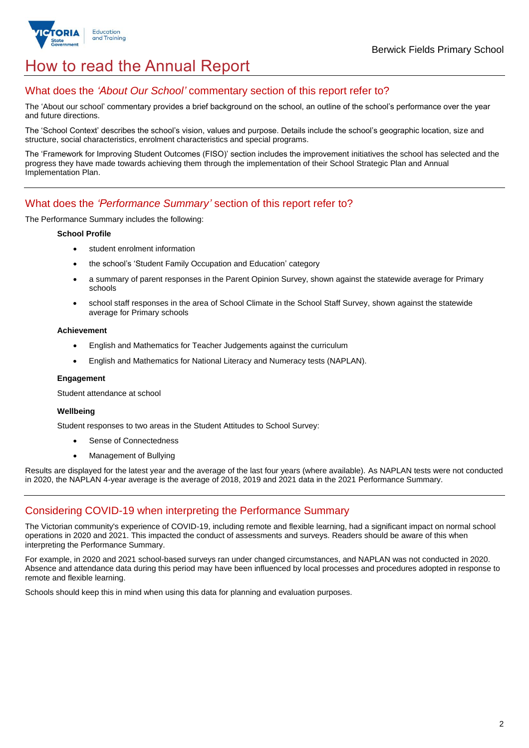# How to read the Annual Report

## What does the *'About Our School'* commentary section of this report refer to?

The 'About our school' commentary provides a brief background on the school, an outline of the school's performance over the year and future directions.

The 'School Context' describes the school's vision, values and purpose. Details include the school's geographic location, size and structure, social characteristics, enrolment characteristics and special programs.

The 'Framework for Improving Student Outcomes (FISO)' section includes the improvement initiatives the school has selected and the progress they have made towards achieving them through the implementation of their School Strategic Plan and Annual Implementation Plan.

## What does the *'Performance Summary'* section of this report refer to?

The Performance Summary includes the following:

**School Profile**

- student enrolment information
- the school's 'Student Family Occupation and Education' category
- a summary of parent responses in the Parent Opinion Survey, shown against the statewide average for Primary schools
- school staff responses in the area of School Climate in the School Staff Survey, shown against the statewide average for Primary schools

**Achievement**

- English and Mathematics for Teacher Judgements against the curriculum
- English and Mathematics for National Literacy and Numeracy tests (NAPLAN).

**Engagement**

Student attendance at school

**Wellbeing**

Student responses to two areas in the Student Attitudes to School Survey:

- Sense of Connectedness
- Management of Bullying

Results are displayed for the latest year and the average of the last four years (where available). As NAPLAN tests were not conducted in 2020, the NAPLAN 4-year average is the average of 2018, 2019 and 2021 data in the 2021 Performance Summary.

## Considering COVID-19 when interpreting the Performance Summary

The Victorian community's experience of COVID-19, including remote and flexible learning, had a significant impact on normal school operations in 2020 and 2021. This impacted the conduct of assessments and surveys. Readers should be aware of this when interpreting the Performance Summary.

For example, in 2020 and 2021 school-based surveys ran under changed circumstances, and NAPLAN was not conducted in 2020. Absence and attendance data during this period may have been influenced by local processes and procedures adopted in response to remote and flexible learning.

Schools should keep this in mind when using this data for planning and evaluation purposes.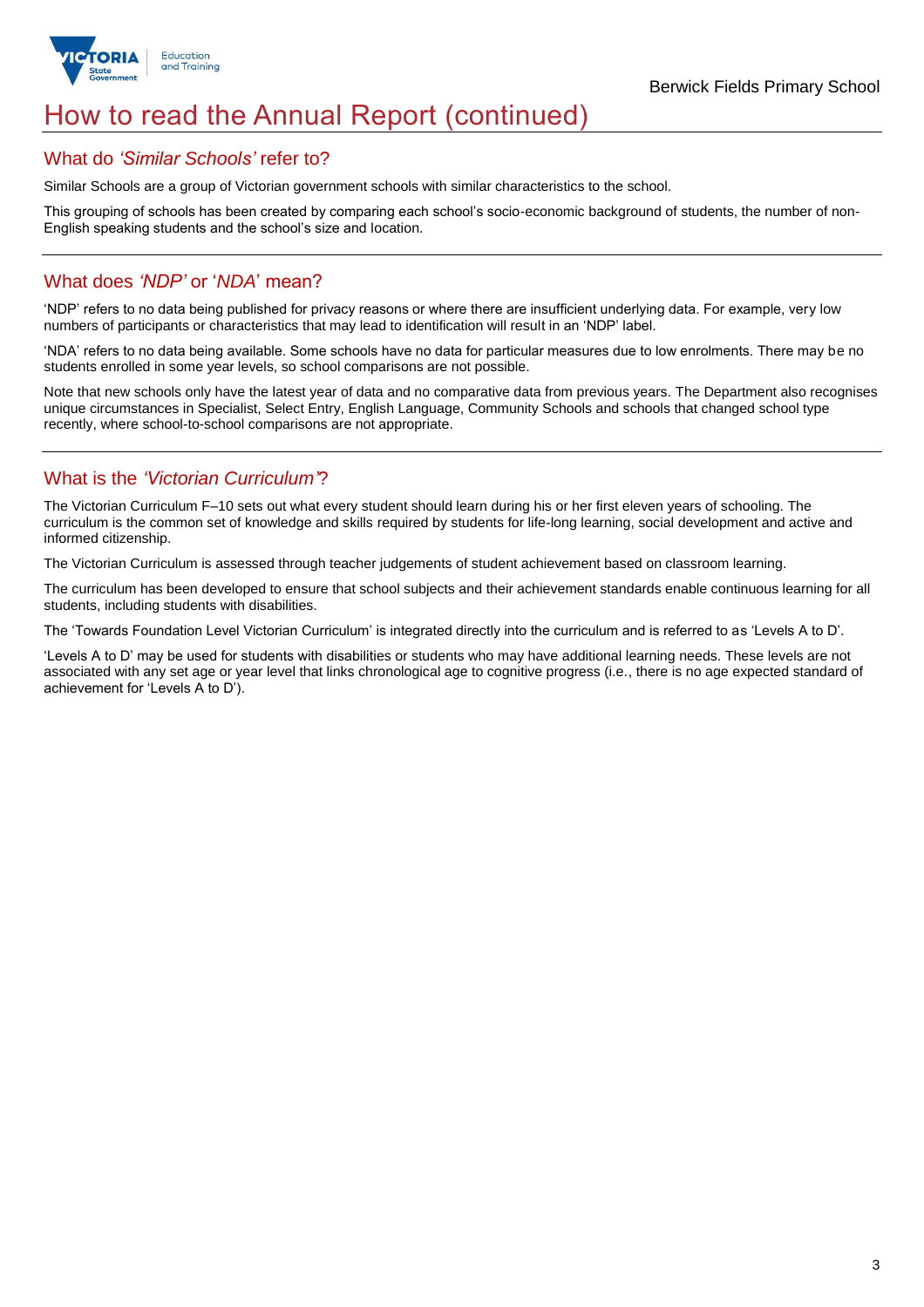# How to read the Annual Report (continued)

## What do *'Similar Schools'* refer to?

Similar Schools are a group of Victorian government schools with similar characteristics to the school.

This grouping of schools has been created by comparing each school's socio-economic background of students, the number of non-English speaking students and the school's size and location.

## What does *'NDP'* or '*NDA*' mean?

'NDP' refers to no data being published for privacy reasons or where there are insufficient underlying data. For example, very low numbers of participants or characteristics that may lead to identification will result in an 'NDP' label.

'NDA' refers to no data being available. Some schools have no data for particular measures due to low enrolments. There may be no students enrolled in some year levels, so school comparisons are not possible.

Note that new schools only have the latest year of data and no comparative data from previous years. The Department also recognises unique circumstances in Specialist, Select Entry, English Language, Community Schools and schools that changed school type recently, where school-to-school comparisons are not appropriate.

## What is the *'Victorian Curriculum'*?

The Victorian Curriculum F–10 sets out what every student should learn during his or her first eleven years of schooling. The curriculum is the common set of knowledge and skills required by students for life-long learning, social development and active and informed citizenship.

The Victorian Curriculum is assessed through teacher judgements of student achievement based on classroom learning.

The curriculum has been developed to ensure that school subjects and their achievement standards enable continuous learning for all students, including students with disabilities.

The 'Towards Foundation Level Victorian Curriculum' is integrated directly into the curriculum and is referred to as 'Levels A to D'.

'Levels A to D' may be used for students with disabilities or students who may have additional learning needs. These levels are not associated with any set age or year level that links chronological age to cognitive progress (i.e., there is no age expected standard of achievement for 'Levels A to D').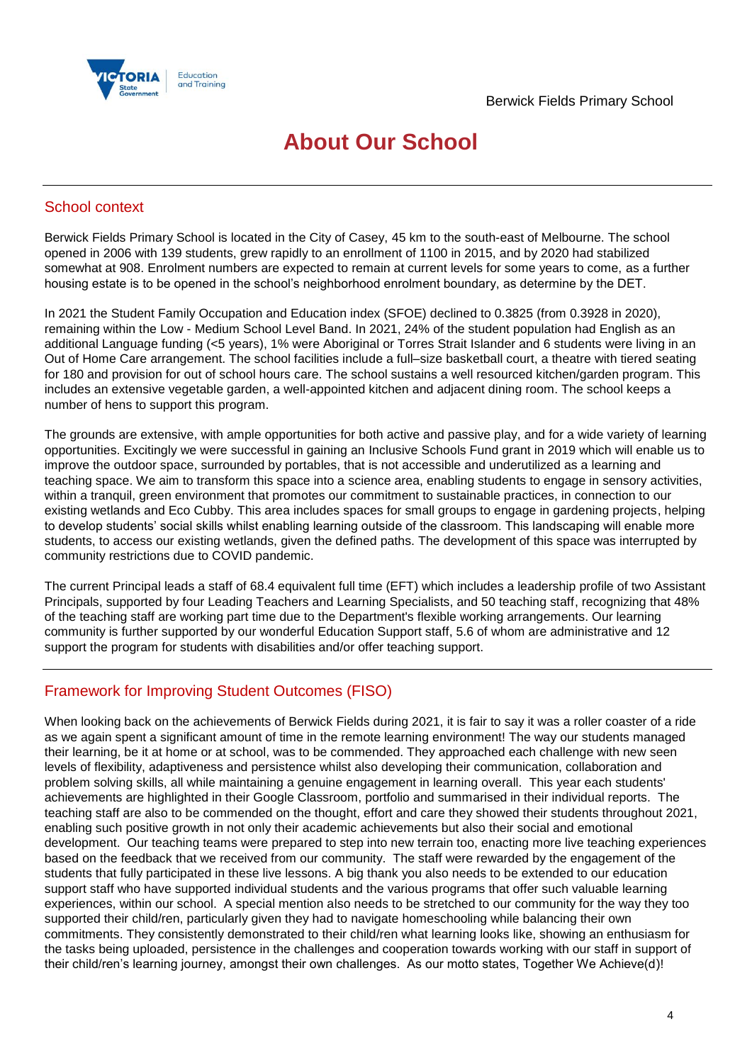# About Our School

## School context

Berwick Fields Primary School is located in the City of Casey, 45 km to the south-east of Melbourne. The school opened in 2006 with 139 students, grew rapidly to an enrollment of 1100 in 2015, and by 2020 had stabilized somewhat at 908. Enrolment numbers are expected to remain at current levels for some years to come, as a further housing estate is to be opened in the school's neighborhood enrolment boundary, as determine by the DET.

In 2021 the Student Family Occupation and Education index (SFOE) declined to 0.3825 (from 0.3928 in 2020), remaining within the Low - Medium School Level Band. In 2021, 24% of the student population had English as an additional Language funding (<5 years), 1% were Aboriginal or Torres Strait Islander and 6 students were living in an Out of Home Care arrangement. The school facilities include a full–size basketball court, a theatre with tiered seating for 180 and provision for out of school hours care. The school sustains a well resourced kitchen/garden program. This includes an extensive vegetable garden, a well-appointed kitchen and adjacent dining room. The school keeps a number of hens to support this program.

The grounds are extensive, with ample opportunities for both active and passive play, and for a wide variety of learning opportunities. Excitingly we were successful in gaining an Inclusive Schools Fund grant in 2019 which will enable us to improve the outdoor space, surrounded by portables, that is not accessible and underutilized as a learning and teaching space. We aim to transform this space into a science area, enabling students to engage in sensory activities, within a tranquil, green environment that promotes our commitment to sustainable practices, in connection to our existing wetlands and Eco Cubby. This area includes spaces for small groups to engage in gardening projects, helping to develop students' social skills whilst enabling learning outside of the classroom. This landscaping will enable more students, to access our existing wetlands, given the defined paths. The development of this space was interrupted by community restrictions due to COVID pandemic.

The current Principal leads a staff of 68.4 equivalent full time (EFT) which includes a leadership profile of two Assistant Principals, supported by four Leading Teachers and Learning Specialists, and 50 teaching staff, recognizing that 48% of the teaching staff are working part time due to the Department's flexible working arrangements. Our learning community is further supported by our wonderful Education Support staff, 5.6 of whom are administrative and 12 support the program for students with disabilities and/or offer teaching support.

## Framework for Improving Student Outcomes (FISO)

When looking back on the achievements of Berwick Fields during 2021, it is fair to say it was a roller coaster of a ride as we again spent a significant amount of time in the remote learning environment! The way our students managed their learning, be it at home or at school, was to be commended. They approached each challenge with new seen levels of flexibility, adaptiveness and persistence whilst also developing their communication, collaboration and problem solving skills, all while maintaining a genuine engagement in learning overall. This year each students' achievements are highlighted in their Google Classroom, portfolio and summarised in their individual reports. The teaching staff are also to be commended on the thought, effort and care they showed their students throughout 2021, enabling such positive growth in not only their academic achievements but also their social and emotional development. Our teaching teams were prepared to step into new terrain too, enacting more live teaching experiences based on the feedback that we received from our community. The staff were rewarded by the engagement of the students that fully participated in these live lessons. A big thank you also needs to be extended to our education support staff who have supported individual students and the various programs that offer such valuable learning experiences, within our school. A special mention also needs to be stretched to our community for the way they too supported their child/ren, particularly given they had to navigate homeschooling while balancing their own commitments. They consistently demonstrated to their child/ren what learning looks like, showing an enthusiasm for the tasks being uploaded, persistence in the challenges and cooperation towards working with our staff in support of their child/ren's learning journey, amongst their own challenges. As our motto states, Together We Achieve(d)!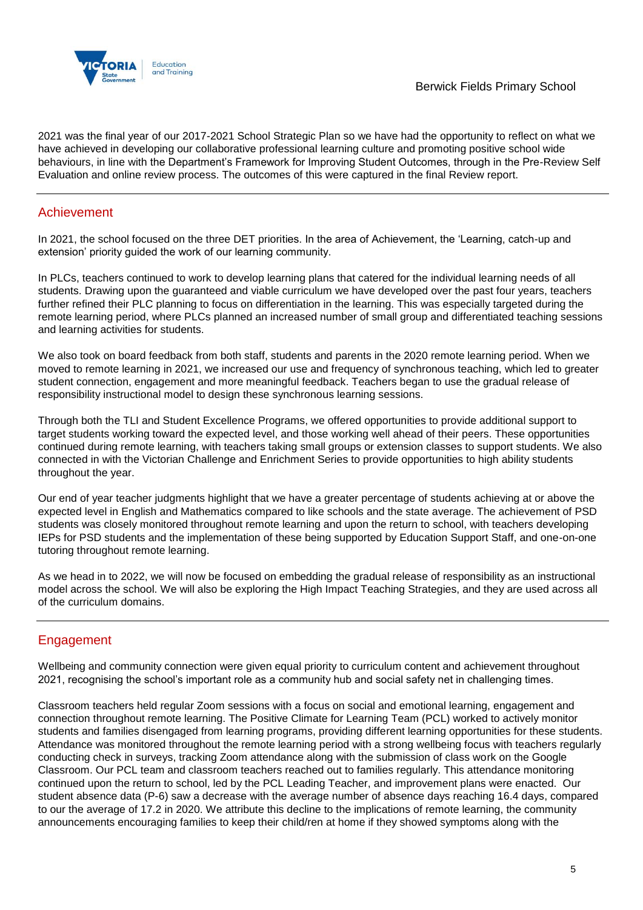2021 was the final year of our 2017-2021 School Strategic Plan so we have had the opportunity to reflect on what we have achieved in developing our collaborative professional learning culture and promoting positive school wide behaviours, in line with the Department's Framework for Improving Student Outcomes, through in the Pre-Review Self Evaluation and online review process. The outcomes of this were captured in the final Review report.

## Achievement

In 2021, the school focused on the three DET priorities. In the area of Achievement, the 'Learning, catch-up and extension' priority guided the work of our learning community.

In PLCs, teachers continued to work to develop learning plans that catered for the individual learning needs of all students. Drawing upon the guaranteed and viable curriculum we have developed over the past four years, teachers further refined their PLC planning to focus on differentiation in the learning. This was especially targeted during the remote learning period, where PLCs planned an increased number of small group and differentiated teaching sessions and learning activities for students.

We also took on board feedback from both staff, students and parents in the 2020 remote learning period. When we moved to remote learning in 2021, we increased our use and frequency of synchronous teaching, which led to greater student connection, engagement and more meaningful feedback. Teachers began to use the gradual release of responsibility instructional model to design these synchronous learning sessions.

Through both the TLI and Student Excellence Programs, we offered opportunities to provide additional support to target students working toward the expected level, and those working well ahead of their peers. These opportunities continued during remote learning, with teachers taking small groups or extension classes to support students. We also connected in with the Victorian Challenge and Enrichment Series to provide opportunities to high ability students throughout the year.

Our end of year teacher judgments highlight that we have a greater percentage of students achieving at or above the expected level in English and Mathematics compared to like schools and the state average. The achievement of PSD students was closely monitored throughout remote learning and upon the return to school, with teachers developing IEPs for PSD students and the implementation of these being supported by Education Support Staff, and one-on-one tutoring throughout remote learning.

As we head in to 2022, we will now be focused on embedding the gradual release of responsibility as an instructional model across the school. We will also be exploring the High Impact Teaching Strategies, and they are used across all of the curriculum domains.

## Engagement

Wellbeing and community connection were given equal priority to curriculum content and achievement throughout 2021, recognising the school's important role as a community hub and social safety net in challenging times.

Classroom teachers held regular Zoom sessions with a focus on social and emotional learning, engagement and connection throughout remote learning. The Positive Climate for Learning Team (PCL) worked to actively monitor students and families disengaged from learning programs, providing different learning opportunities for these students. Attendance was monitored throughout the remote learning period with a strong wellbeing focus with teachers regularly conducting check in surveys, tracking Zoom attendance along with the submission of class work on the Google Classroom. Our PCL team and classroom teachers reached out to families regularly. This attendance monitoring continued upon the return to school, led by the PCL Leading Teacher, and improvement plans were enacted. Our student absence data (P-6) saw a decrease with the average number of absence days reaching 16.4 days, compared to our the average of 17.2 in 2020. We attribute this decline to the implications of remote learning, the community announcements encouraging families to keep their child/ren at home if they showed symptoms along with the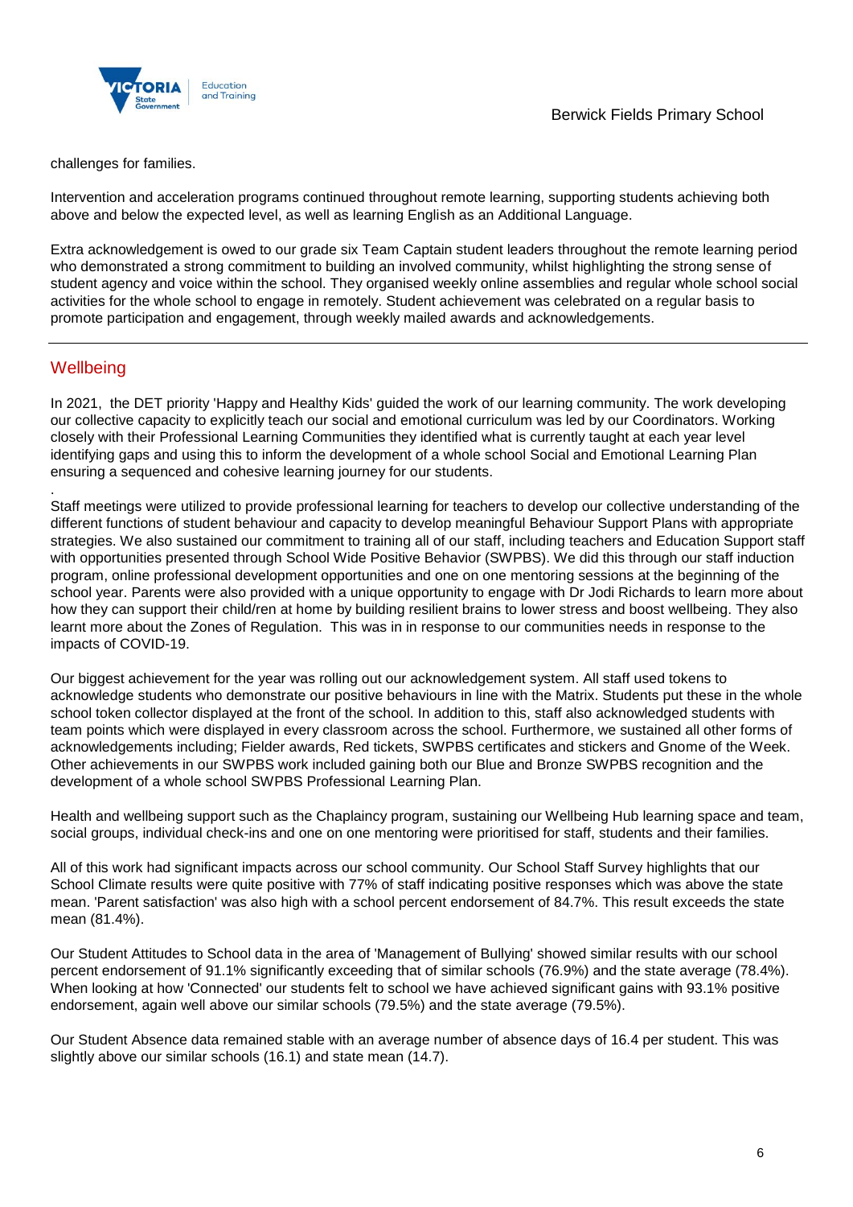challenges for families.

Intervention and acceleration programs continued throughout remote learning, supporting students achieving both above and below the expected level, as well as learning English as an Additional Language.

Extra acknowledgement is owed to our grade six Team Captain student leaders throughout the remote learning period who demonstrated a strong commitment to building an involved community, whilst highlighting the strong sense of student agency and voice within the school. They organised weekly online assemblies and regular whole school social activities for the whole school to engage in remotely. Student achievement was celebrated on a regular basis to promote participation and engagement, through weekly mailed awards and acknowledgements.

## Wellbeing

In 2021, the DET priority 'Happy and Healthy Kids' guided the work of our learning community. The work developing our collective capacity to explicitly teach our social and emotional curriculum was led by our Coordinators. Working closely with their Professional Learning Communities they identified what is currently taught at each year level identifying gaps and using this to inform the development of a whole school Social and Emotional Learning Plan ensuring a sequenced and cohesive learning journey for our students.

.
Staff meetings were utilized to provide professional learning for teachers to develop our collective understanding of the different functions of student behaviour and capacity to develop meaningful Behaviour Support Plans with appropriate strategies. We also sustained our commitment to training all of our staff, including teachers and Education Support staff with opportunities presented through School Wide Positive Behavior (SWPBS). We did this through our staff induction program, online professional development opportunities and one on one mentoring sessions at the beginning of the school year. Parents were also provided with a unique opportunity to engage with Dr Jodi Richards to learn more about how they can support their child/ren at home by building resilient brains to lower stress and boost wellbeing. They also learnt more about the Zones of Regulation. This was in in response to our communities needs in response to the impacts of COVID-19.

Our biggest achievement for the year was rolling out our acknowledgement system. All staff used tokens to acknowledge students who demonstrate our positive behaviours in line with the Matrix. Students put these in the whole school token collector displayed at the front of the school. In addition to this, staff also acknowledged students with team points which were displayed in every classroom across the school. Furthermore, we sustained all other forms of acknowledgements including; Fielder awards, Red tickets, SWPBS certificates and stickers and Gnome of the Week. Other achievements in our SWPBS work included gaining both our Blue and Bronze SWPBS recognition and the development of a whole school SWPBS Professional Learning Plan.

Health and wellbeing support such as the Chaplaincy program, sustaining our Wellbeing Hub learning space and team, social groups, individual check-ins and one on one mentoring were prioritised for staff, students and their families.

All of this work had significant impacts across our school community. Our School Staff Survey highlights that our School Climate results were quite positive with 77% of staff indicating positive responses which was above the state mean. 'Parent satisfaction' was also high with a school percent endorsement of 84.7%. This result exceeds the state mean (81.4%).

Our Student Attitudes to School data in the area of 'Management of Bullying' showed similar results with our school percent endorsement of 91.1% significantly exceeding that of similar schools (76.9%) and the state average (78.4%). When looking at how 'Connected' our students felt to school we have achieved significant gains with 93.1% positive endorsement, again well above our similar schools (79.5%) and the state average (79.5%).

Our Student Absence data remained stable with an average number of absence days of 16.4 per student. This was slightly above our similar schools (16.1) and state mean (14.7).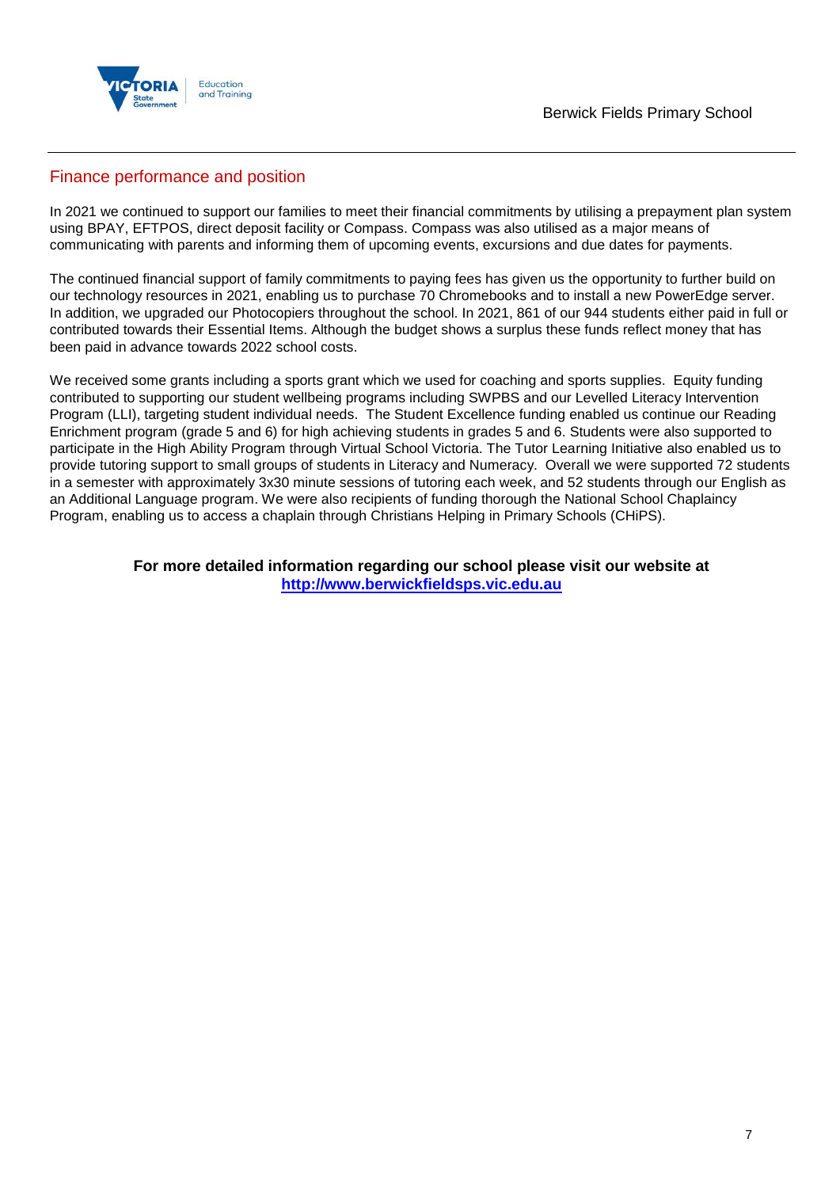## Finance performance and position

In 2021 we continued to support our families to meet their financial commitments by utilising a prepayment plan system using BPAY, EFTPOS, direct deposit facility or Compass. Compass was also utilised as a major means of communicating with parents and informing them of upcoming events, excursions and due dates for payments.

The continued financial support of family commitments to paying fees has given us the opportunity to further build on our technology resources in 2021, enabling us to purchase 70 Chromebooks and to install a new PowerEdge server. In addition, we upgraded our Photocopiers throughout the school. In 2021, 861 of our 944 students either paid in full or contributed towards their Essential Items. Although the budget shows a surplus these funds reflect money that has been paid in advance towards 2022 school costs.

We received some grants including a sports grant which we used for coaching and sports supplies. Equity funding contributed to supporting our student wellbeing programs including SWPBS and our Levelled Literacy Intervention Program (LLI), targeting student individual needs. The Student Excellence funding enabled us continue our Reading Enrichment program (grade 5 and 6) for high achieving students in grades 5 and 6. Students were also supported to participate in the High Ability Program through Virtual School Victoria. The Tutor Learning Initiative also enabled us to provide tutoring support to small groups of students in Literacy and Numeracy. Overall we were supported 72 students in a semester with approximately 3x30 minute sessions of tutoring each week, and 52 students through our English as an Additional Language program. We were also recipients of funding thorough the National School Chaplaincy Program, enabling us to access a chaplain through Christians Helping in Primary Schools (CHiPS).

**For more detailed information regarding our school please visit our website at**
**[http://www.berwickfieldsps.vic.edu.au](http://www.berwickfieldsps.vic.edu.au)**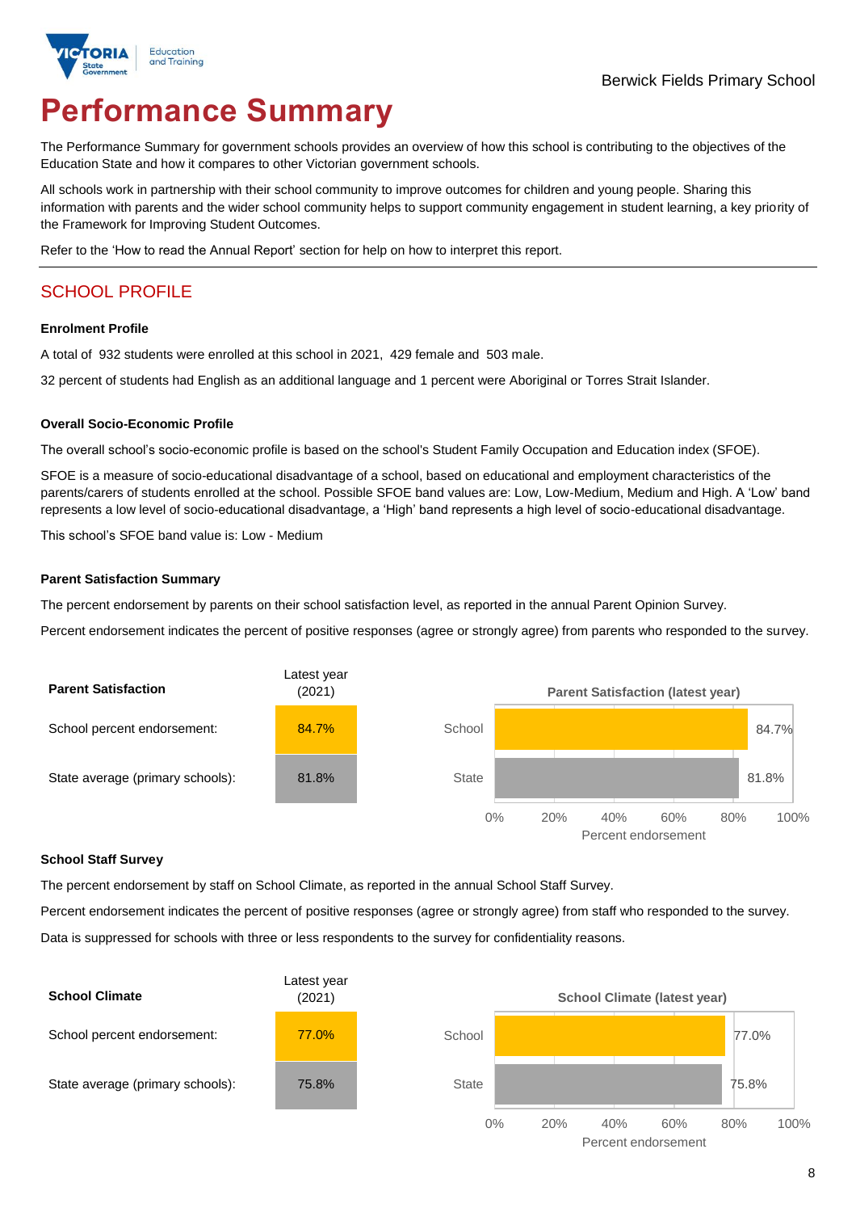Berwick Fields Primary School

# Performance Summary

The Performance Summary for government schools provides an overview of how this school is contributing to the objectives of the Education State and how it compares to other Victorian government schools.

All schools work in partnership with their school community to improve outcomes for children and young people. Sharing this information with parents and the wider school community helps to support community engagement in student learning, a key priority of the Framework for Improving Student Outcomes.

Refer to the 'How to read the Annual Report' section for help on how to interpret this report.

## SCHOOL PROFILE

### Enrolment Profile

A total of 932 students were enrolled at this school in 2021, 429 female and 503 male.

32 percent of students had English as an additional language and 1 percent were Aboriginal or Torres Strait Islander.

### Overall Socio-Economic Profile

The overall school's socio-economic profile is based on the school's Student Family Occupation and Education index (SFOE).

SFOE is a measure of socio-educational disadvantage of a school, based on educational and employment characteristics of the parents/carers of students enrolled at the school. Possible SFOE band values are: Low, Low-Medium, Medium and High. A 'Low' band represents a low level of socio-educational disadvantage, a 'High' band represents a high level of socio-educational disadvantage.

This school's SFOE band value is: Low - Medium

### Parent Satisfaction Summary

The percent endorsement by parents on their school satisfaction level, as reported in the annual Parent Opinion Survey.

Percent endorsement indicates the percent of positive responses (agree or strongly agree) from parents who responded to the survey.

| Parent Satisfaction | Latest year (2021) |
|---|---|
| School percent endorsement: | 84.7% |
| State average (primary schools): | 81.8% |

Parent Satisfaction (latest year)

School 84.7%

State 81.8%

0% 20% 40% 60% 80% 100%

Percent endorsement

### School Staff Survey

The percent endorsement by staff on School Climate, as reported in the annual School Staff Survey.

Percent endorsement indicates the percent of positive responses (agree or strongly agree) from staff who responded to the survey.

Data is suppressed for schools with three or less respondents to the survey for confidentiality reasons.

| School Climate | Latest year (2021) |
|---|---|
| School percent endorsement: | 77.0% |
| State average (primary schools): | 75.8% |

School Climate (latest year)

School 77.0%

State 75.8%

0% 20% 40% 60% 80% 100%

Percent endorsement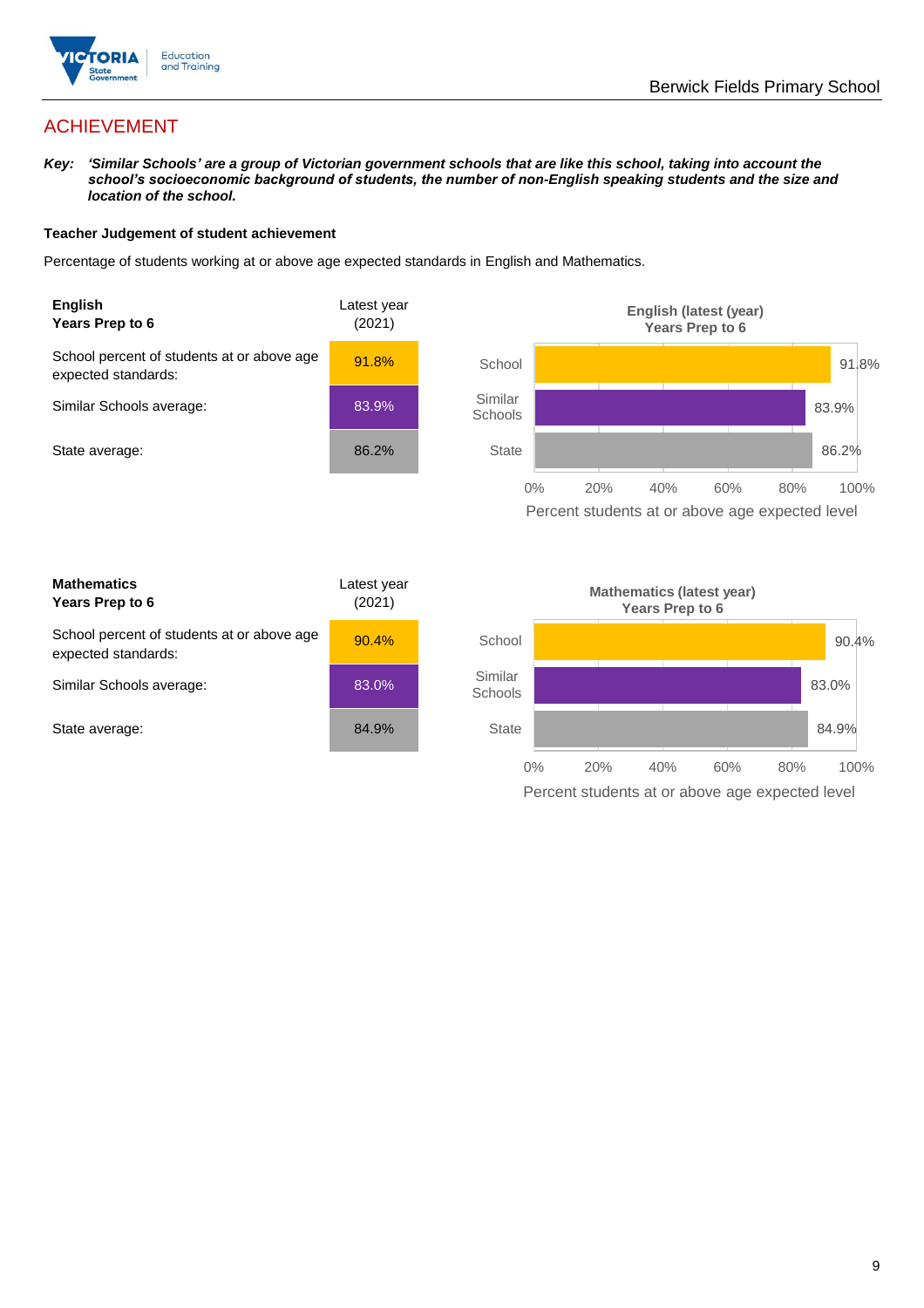## ACHIEVEMENT

***Key:** 'Similar Schools' are a group of Victorian government schools that are like this school, taking into account the school's socioeconomic background of students, the number of non-English speaking students and the size and location of the school.*

**Teacher Judgement of student achievement**

Percentage of students working at or above age expected standards in English and Mathematics.

| **English**<br>**Years Prep to 6** | Latest year (2021) |
|---|---|
| School percent of students at or above age expected standards: | 91.8% |
| Similar Schools average: | 83.9% |
| State average: | 86.2% |

English (latest (year)
Years Prep to 6

School 91.8%
Similar Schools 83.9%
State 86.2%

0% 20% 40% 60% 80% 100%
Percent students at or above age expected level

| **Mathematics**<br>**Years Prep to 6** | Latest year (2021) |
|---|---|
| School percent of students at or above age expected standards: | 90.4% |
| Similar Schools average: | 83.0% |
| State average: | 84.9% |

Mathematics (latest year)
Years Prep to 6

School 90.4%
Similar Schools 83.0%
State 84.9%

0% 20% 40% 60% 80% 100%
Percent students at or above age expected level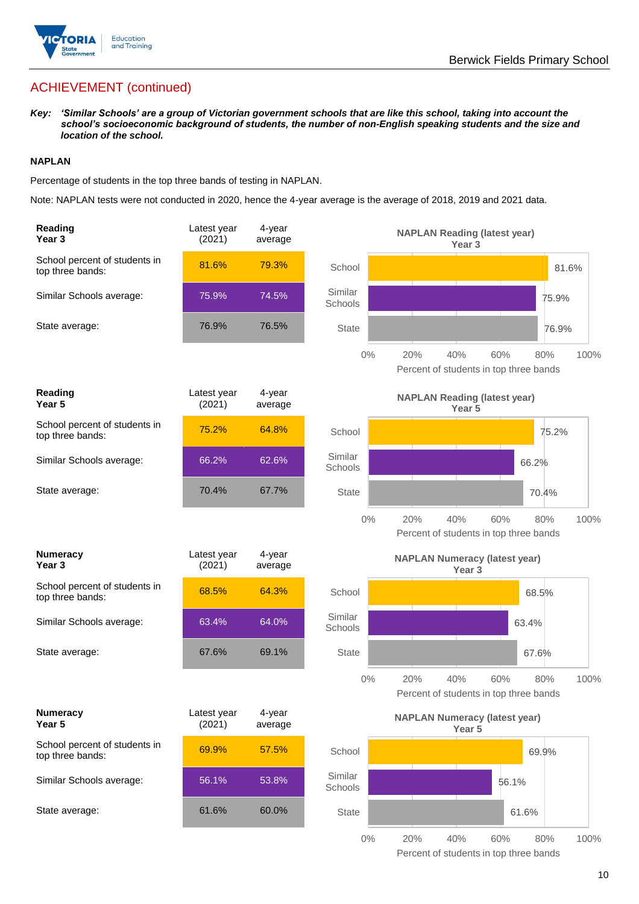## ACHIEVEMENT (continued)

***Key:*** ***'Similar Schools' are a group of Victorian government schools that are like this school, taking into account the school's socioeconomic background of students, the number of non-English speaking students and the size and location of the school.***

### NAPLAN

Percentage of students in the top three bands of testing in NAPLAN.

Note: NAPLAN tests were not conducted in 2020, hence the 4-year average is the average of 2018, 2019 and 2021 data.

| Reading Year 3 | Latest year (2021) | 4-year average |
|---|---|---|
| School percent of students in top three bands: | 81.6% | 79.3% |
| Similar Schools average: | 75.9% | 74.5% |
| State average: | 76.9% | 76.5% |

NAPLAN Reading (latest year)
Year 3
School 81.6%
Similar Schools 75.9%
State 76.9%
0% 20% 40% 60% 80% 100%
Percent of students in top three bands

| Reading Year 5 | Latest year (2021) | 4-year average |
|---|---|---|
| School percent of students in top three bands: | 75.2% | 64.8% |
| Similar Schools average: | 66.2% | 62.6% |
| State average: | 70.4% | 67.7% |

NAPLAN Reading (latest year)
Year 5
School 75.2%
Similar Schools 66.2%
State 70.4%
0% 20% 40% 60% 80% 100%
Percent of students in top three bands

| Numeracy Year 3 | Latest year (2021) | 4-year average |
|---|---|---|
| School percent of students in top three bands: | 68.5% | 64.3% |
| Similar Schools average: | 63.4% | 64.0% |
| State average: | 67.6% | 69.1% |

NAPLAN Numeracy (latest year)
Year 3
School 68.5%
Similar Schools 63.4%
State 67.6%
0% 20% 40% 60% 80% 100%
Percent of students in top three bands

| Numeracy Year 5 | Latest year (2021) | 4-year average |
|---|---|---|
| School percent of students in top three bands: | 69.9% | 57.5% |
| Similar Schools average: | 56.1% | 53.8% |
| State average: | 61.6% | 60.0% |

NAPLAN Numeracy (latest year)
Year 5
School 69.9%
Similar Schools 56.1%
State 61.6%
0% 20% 40% 60% 80% 100%
Percent of students in top three bands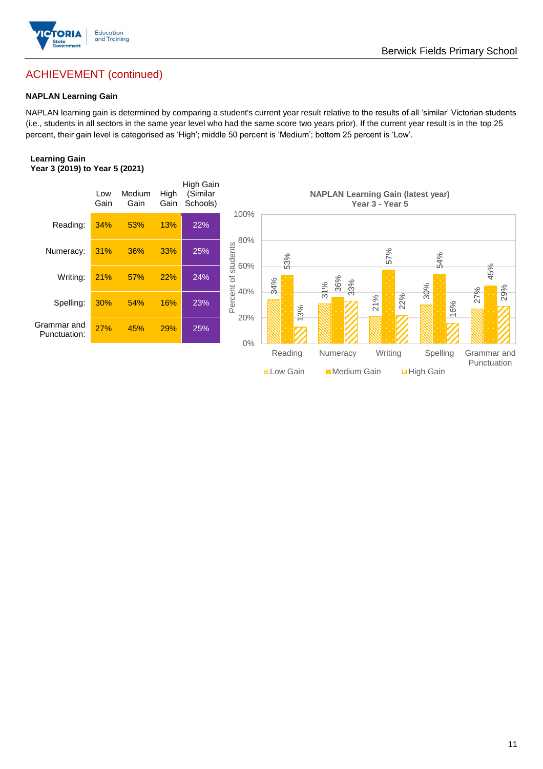## ACHIEVEMENT (continued)

**NAPLAN Learning Gain**

NAPLAN learning gain is determined by comparing a student's current year result relative to the results of all 'similar' Victorian students (i.e., students in all sectors in the same year level who had the same score two years prior). If the current year result is in the top 25 percent, their gain level is categorised as 'High'; middle 50 percent is 'Medium'; bottom 25 percent is 'Low'.

**Learning Gain**
**Year 3 (2019) to Year 5 (2021)**

| | Low Gain | Medium Gain | High Gain | High Gain (Similar Schools) |
|---|---|---|---|---|
| Reading: | 34% | 53% | 13% | 22% |
| Numeracy: | 31% | 36% | 33% | 25% |
| Writing: | 21% | 57% | 22% | 24% |
| Spelling: | 30% | 54% | 16% | 23% |
| Grammar and Punctuation: | 27% | 45% | 29% | 25% |

NAPLAN Learning Gain (latest year)
Year 3 - Year 5

Percent of students
100%
80%
60%
40%
20%
0%

Reading: 34%, 53%, 13%
Numeracy: 31%, 36%, 33%
Writing: 21%, 57%, 22%
Spelling: 30%, 54%, 16%
Grammar and Punctuation: 27%, 45%, 29%

Low Gain
Medium Gain
High Gain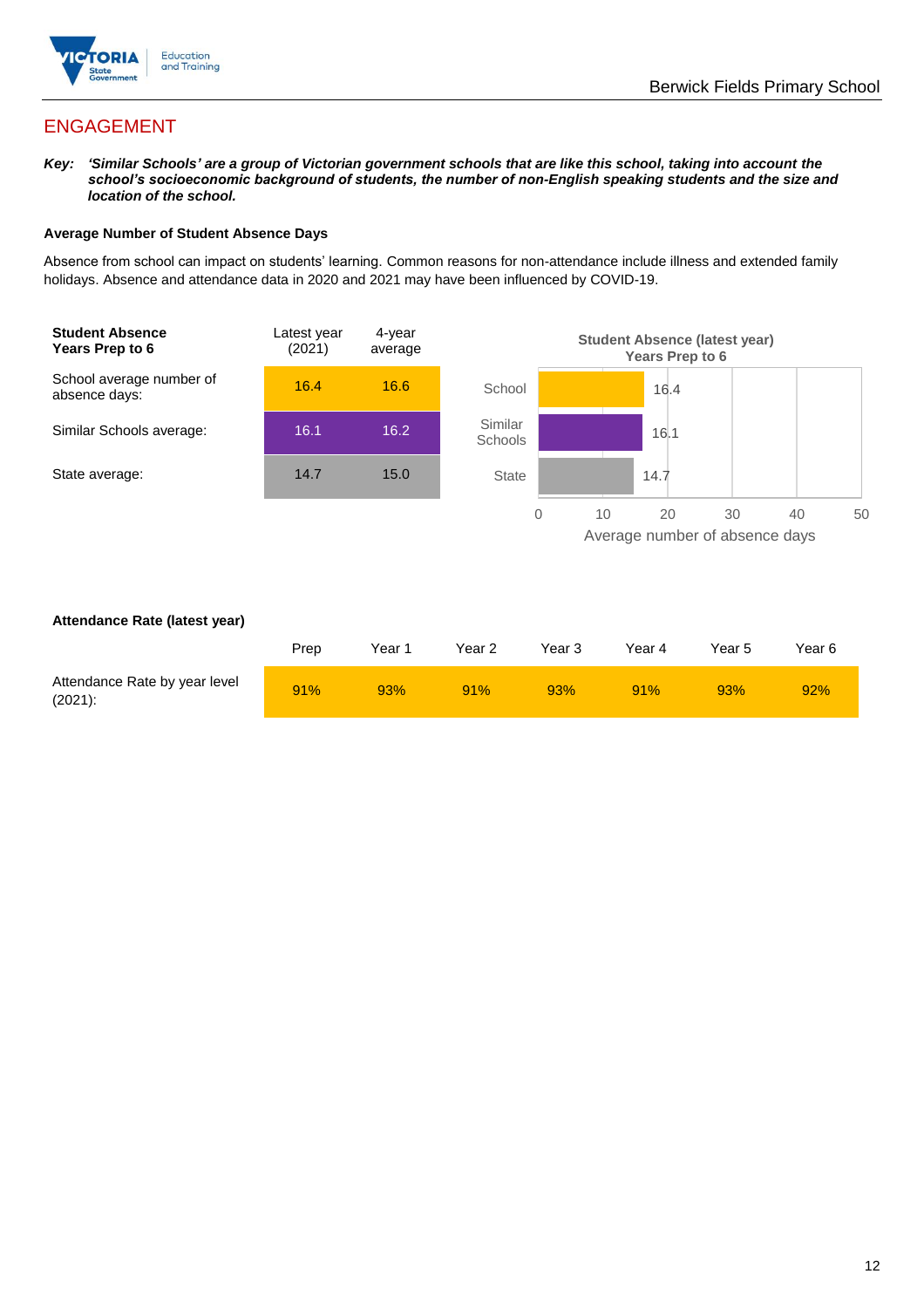## ENGAGEMENT

***Key:*** ***'Similar Schools' are a group of Victorian government schools that are like this school, taking into account the school's socioeconomic background of students, the number of non-English speaking students and the size and location of the school.***

### Average Number of Student Absence Days

Absence from school can impact on students' learning. Common reasons for non-attendance include illness and extended family holidays. Absence and attendance data in 2020 and 2021 may have been influenced by COVID-19.

| **Student Absence Years Prep to 6** | Latest year (2021) | 4-year average |
|---|---|---|
| School average number of absence days: | 16.4 | 16.6 |
| Similar Schools average: | 16.1 | 16.2 |
| State average: | 14.7 | 15.0 |

**Student Absence (latest year)**
**Years Prep to 6**

School 16.4
Similar Schools 16.1
State 14.7

0 10 20 30 40 50
Average number of absence days

### Attendance Rate (latest year)

| | Prep | Year 1 | Year 2 | Year 3 | Year 4 | Year 5 | Year 6 |
|---|---|---|---|---|---|---|---|
| Attendance Rate by year level (2021): | 91% | 93% | 91% | 93% | 91% | 93% | 92% |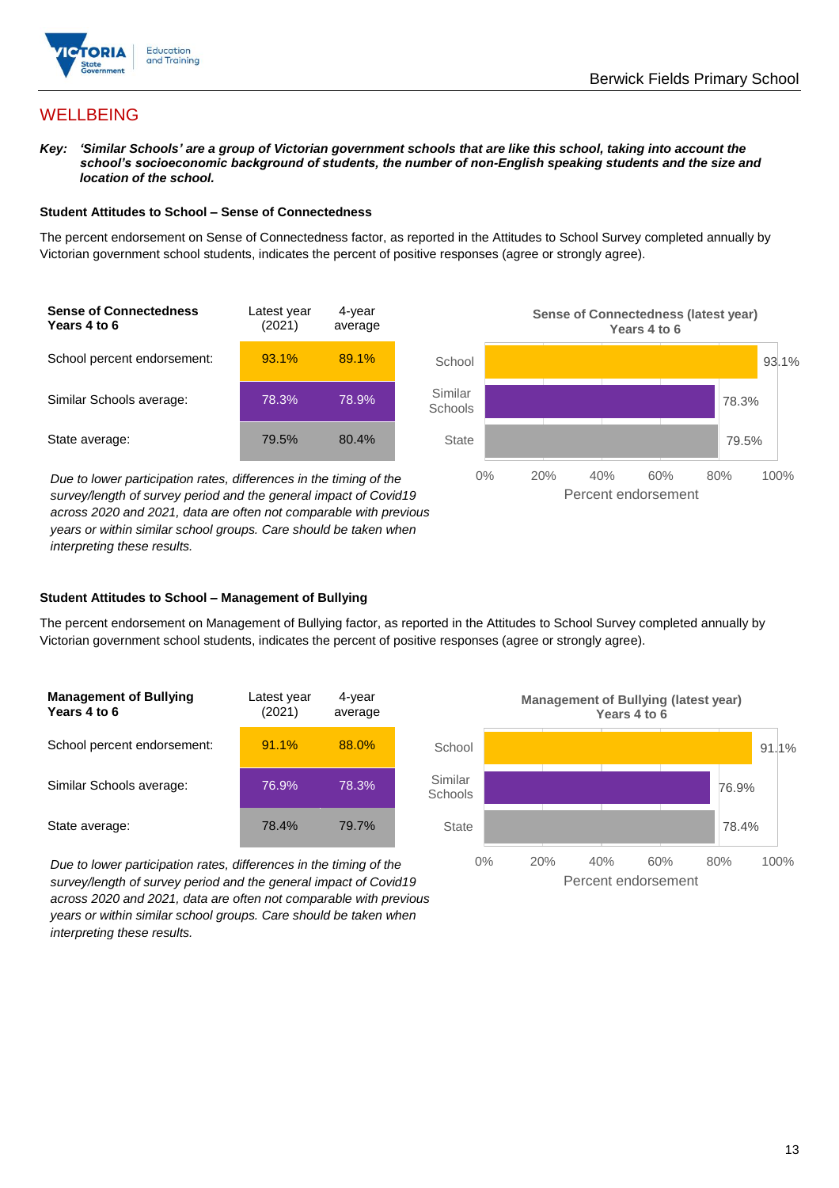# WELLBEING

***Key:*** ***'Similar Schools' are a group of Victorian government schools that are like this school, taking into account the school's socioeconomic background of students, the number of non-English speaking students and the size and location of the school.***

### Student Attitudes to School – Sense of Connectedness

The percent endorsement on Sense of Connectedness factor, as reported in the Attitudes to School Survey completed annually by Victorian government school students, indicates the percent of positive responses (agree or strongly agree).

| Sense of Connectedness Years 4 to 6 | Latest year (2021) | 4-year average |
|---|---|---|
| School percent endorsement: | 93.1% | 89.1% |
| Similar Schools average: | 78.3% | 78.9% |
| State average: | 79.5% | 80.4% |

*Due to lower participation rates, differences in the timing of the survey/length of survey period and the general impact of Covid19 across 2020 and 2021, data are often not comparable with previous years or within similar school groups. Care should be taken when interpreting these results.*

Sense of Connectedness (latest year)
Years 4 to 6

School 93.1%
Similar Schools 78.3%
State 79.5%

0% 20% 40% 60% 80% 100%
Percent endorsement

### Student Attitudes to School – Management of Bullying

The percent endorsement on Management of Bullying factor, as reported in the Attitudes to School Survey completed annually by Victorian government school students, indicates the percent of positive responses (agree or strongly agree).

| Management of Bullying Years 4 to 6 | Latest year (2021) | 4-year average |
|---|---|---|
| School percent endorsement: | 91.1% | 88.0% |
| Similar Schools average: | 76.9% | 78.3% |
| State average: | 78.4% | 79.7% |

*Due to lower participation rates, differences in the timing of the survey/length of survey period and the general impact of Covid19 across 2020 and 2021, data are often not comparable with previous years or within similar school groups. Care should be taken when interpreting these results.*

Management of Bullying (latest year)
Years 4 to 6

School 91.1%
Similar Schools 76.9%
State 78.4%

0% 20% 40% 60% 80% 100%
Percent endorsement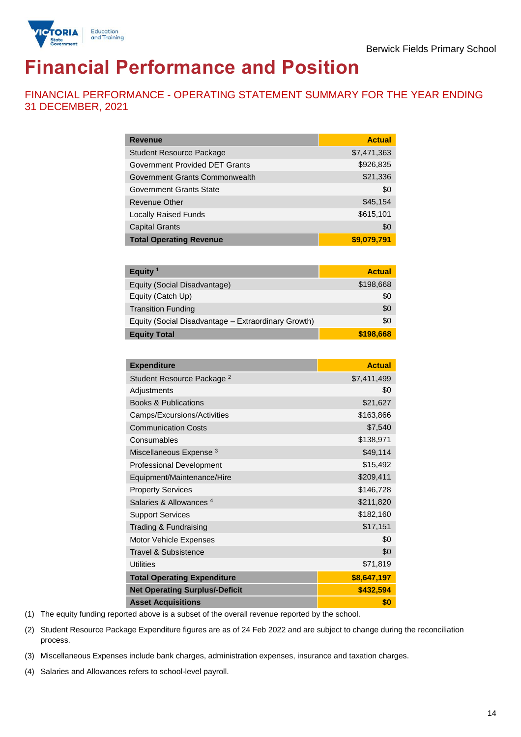# Financial Performance and Position

## FINANCIAL PERFORMANCE - OPERATING STATEMENT SUMMARY FOR THE YEAR ENDING 31 DECEMBER, 2021

| Revenue | Actual |
|---|---|
| Student Resource Package | $7,471,363 |
| Government Provided DET Grants | $926,835 |
| Government Grants Commonwealth | $21,336 |
| Government Grants State | $0 |
| Revenue Other | $45,154 |
| Locally Raised Funds | $615,101 |
| Capital Grants | $0 |
| **Total Operating Revenue** | **$9,079,791** |

| Equity [1] | Actual |
|---|---|
| Equity (Social Disadvantage) | $198,668 |
| Equity (Catch Up) | $0 |
| Transition Funding | $0 |
| Equity (Social Disadvantage – Extraordinary Growth) | $0 |
| **Equity Total** | **$198,668** |

| Expenditure | Actual |
|---|---|
| Student Resource Package [2] | $7,411,499 |
| Adjustments | $0 |
| Books & Publications | $21,627 |
| Camps/Excursions/Activities | $163,866 |
| Communication Costs | $7,540 |
| Consumables | $138,971 |
| Miscellaneous Expense [3] | $49,114 |
| Professional Development | $15,492 |
| Equipment/Maintenance/Hire | $209,411 |
| Property Services | $146,728 |
| Salaries & Allowances [4] | $211,820 |
| Support Services | $182,160 |
| Trading & Fundraising | $17,151 |
| Motor Vehicle Expenses | $0 |
| Travel & Subsistence | $0 |
| Utilities | $71,819 |
| **Total Operating Expenditure** | **$8,647,197** |
| **Net Operating Surplus/-Deficit** | **$432,594** |
| **Asset Acquisitions** | **$0** |

(1) The equity funding reported above is a subset of the overall revenue reported by the school.

(2) Student Resource Package Expenditure figures are as of 24 Feb 2022 and are subject to change during the reconciliation process.

(3) Miscellaneous Expenses include bank charges, administration expenses, insurance and taxation charges.

(4) Salaries and Allowances refers to school-level payroll.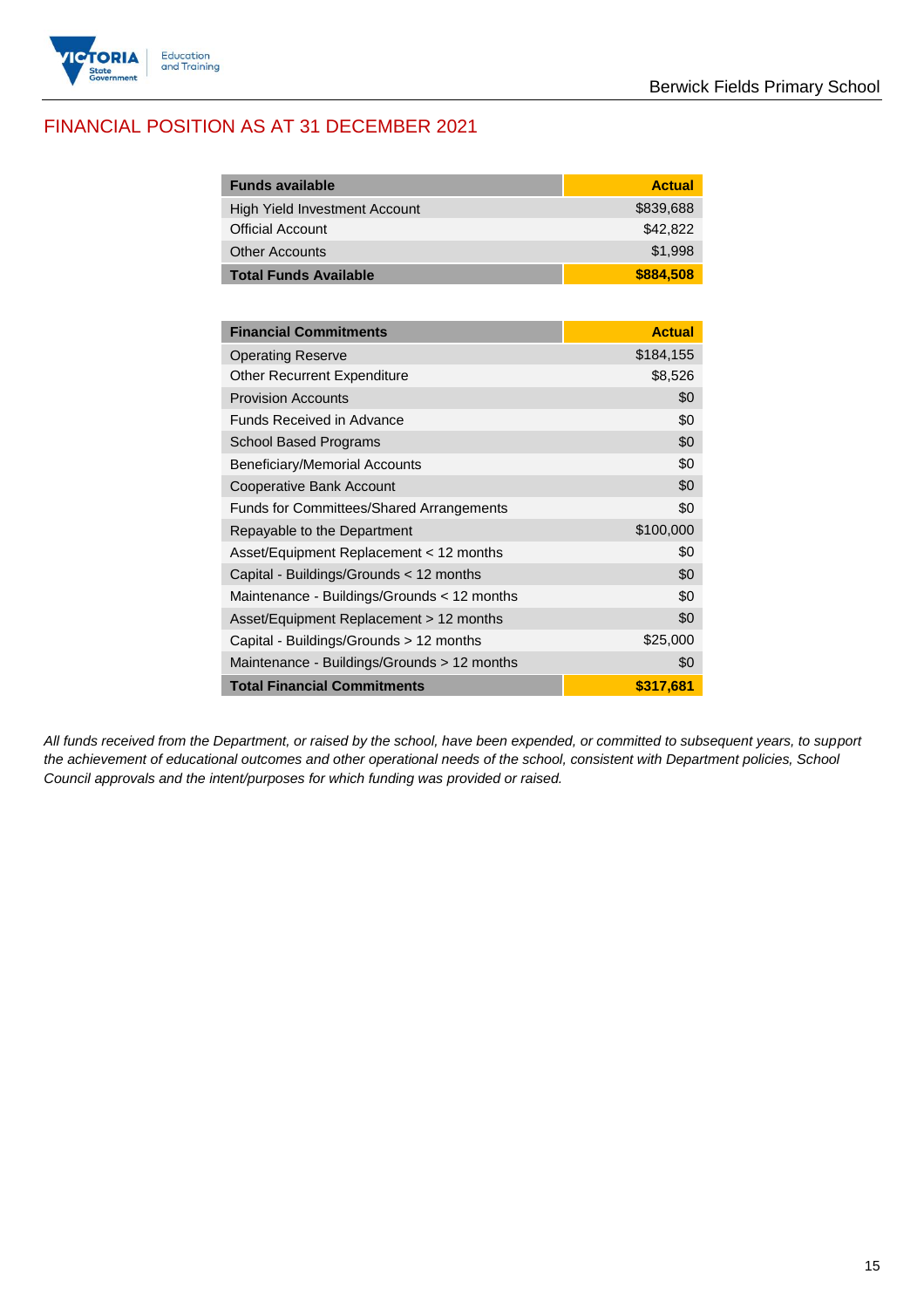## FINANCIAL POSITION AS AT 31 DECEMBER 2021

| Funds available | Actual |
|---|---|
| High Yield Investment Account | $839,688 |
| Official Account | $42,822 |
| Other Accounts | $1,998 |
| **Total Funds Available** | **$884,508** |

| Financial Commitments | Actual |
|---|---|
| Operating Reserve | $184,155 |
| Other Recurrent Expenditure | $8,526 |
| Provision Accounts | $0 |
| Funds Received in Advance | $0 |
| School Based Programs | $0 |
| Beneficiary/Memorial Accounts | $0 |
| Cooperative Bank Account | $0 |
| Funds for Committees/Shared Arrangements | $0 |
| Repayable to the Department | $100,000 |
| Asset/Equipment Replacement < 12 months | $0 |
| Capital - Buildings/Grounds < 12 months | $0 |
| Maintenance - Buildings/Grounds < 12 months | $0 |
| Asset/Equipment Replacement > 12 months | $0 |
| Capital - Buildings/Grounds > 12 months | $25,000 |
| Maintenance - Buildings/Grounds > 12 months | $0 |
| **Total Financial Commitments** | **$317,681** |

*All funds received from the Department, or raised by the school, have been expended, or committed to subsequent years, to support the achievement of educational outcomes and other operational needs of the school, consistent with Department policies, School Council approvals and the intent/purposes for which funding was provided or raised.*